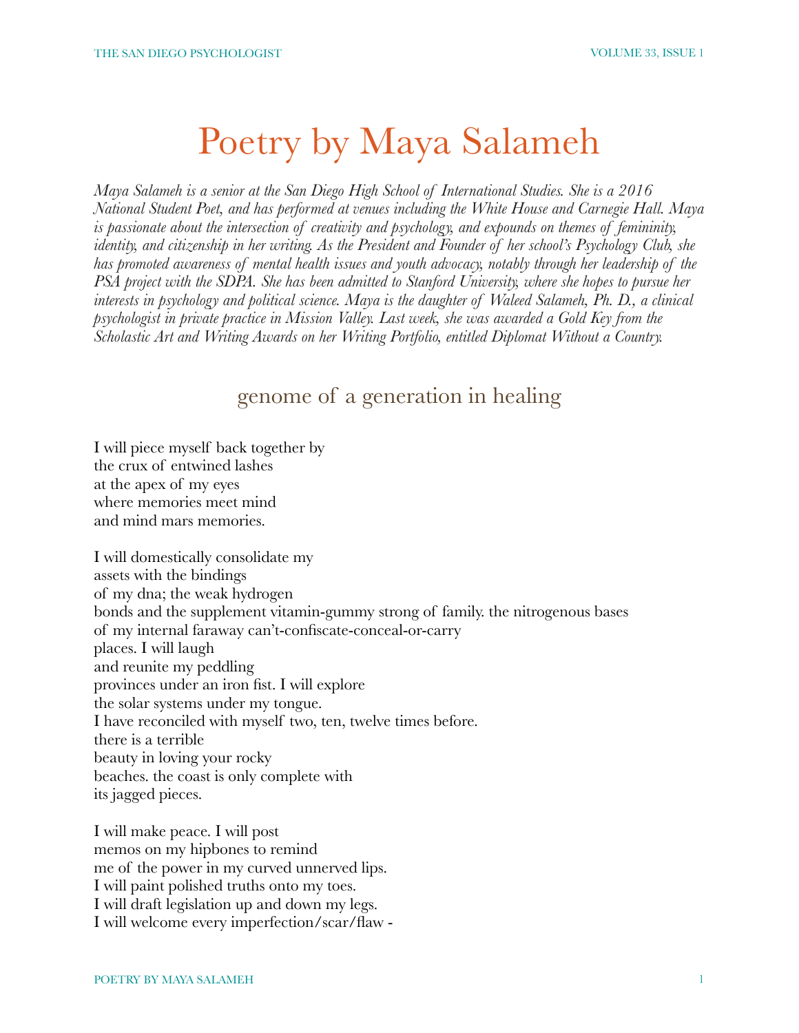# Poetry by Maya Salameh

*Maya Salameh is a senior at the San Diego High School of International Studies. She is a 2016 National Student Poet, and has performed at venues including the White House and Carnegie Hall. Maya is passionate about the intersection of creativity and psychology, and expounds on themes of femininity, identity, and citizenship in her writing. As the President and Founder of her school's Psychology Club, she has promoted awareness of mental health issues and youth advocacy, notably through her leadership of the PSA project with the SDPA. She has been admitted to Stanford University, where she hopes to pursue her interests in psychology and political science. Maya is the daughter of Waleed Salameh, Ph. D., a clinical psychologist in private practice in Mission Valley. Last week, she was awarded a Gold Key from the Scholastic Art and Writing Awards on her Writing Portfolio, entitled Diplomat Without a Country.*

## genome of a generation in healing

I will piece myself back together by  
the crux of entwined lashes  
at the apex of my eyes  
where memories meet mind  
and mind mars memories.

I will domestically consolidate my  
assets with the bindings  
of my dna; the weak hydrogen  
bonds and the supplement vitamin-gummy strong of family. the nitrogenous bases  
of my internal faraway can't-confiscate-conceal-or-carry  
places. I will laugh  
and reunite my peddling  
provinces under an iron fist. I will explore  
the solar systems under my tongue.  
I have reconciled with myself two, ten, twelve times before.  
there is a terrible  
beauty in loving your rocky  
beaches. the coast is only complete with  
its jagged pieces.

I will make peace. I will post  
memos on my hipbones to remind  
me of the power in my curved unnerved lips.  
I will paint polished truths onto my toes.  
I will draft legislation up and down my legs.  
I will welcome every imperfection/scar/flaw -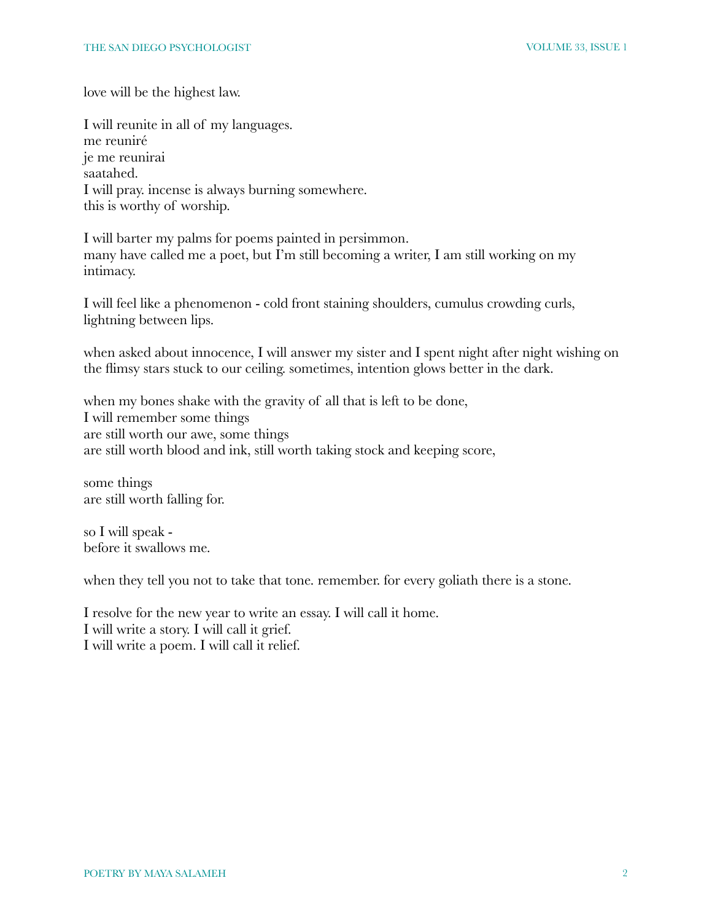love will be the highest law.

I will reunite in all of my languages.  
me reuniré  
je me reunirai  
saatahed.  
I will pray. incense is always burning somewhere.  
this is worthy of worship.

I will barter my palms for poems painted in persimmon.  
many have called me a poet, but I'm still becoming a writer, I am still working on my intimacy.

I will feel like a phenomenon - cold front staining shoulders, cumulus crowding curls, lightning between lips.

when asked about innocence, I will answer my sister and I spent night after night wishing on the flimsy stars stuck to our ceiling. sometimes, intention glows better in the dark.

when my bones shake with the gravity of all that is left to be done,  
I will remember some things  
are still worth our awe, some things  
are still worth blood and ink, still worth taking stock and keeping score,

some things  
are still worth falling for.

so I will speak -  
before it swallows me.

when they tell you not to take that tone. remember. for every goliath there is a stone.

I resolve for the new year to write an essay. I will call it home.  
I will write a story. I will call it grief.  
I will write a poem. I will call it relief.

POETRY BY MAYA SALAMEH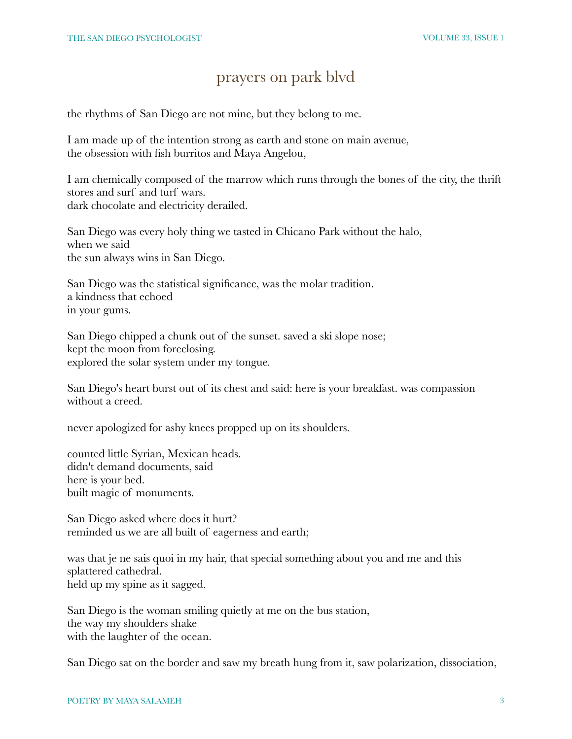# prayers on park blvd

the rhythms of San Diego are not mine, but they belong to me.

I am made up of the intention strong as earth and stone on main avenue,
the obsession with fish burritos and Maya Angelou,

I am chemically composed of the marrow which runs through the bones of the city, the thrift stores and surf and turf wars.
dark chocolate and electricity derailed.

San Diego was every holy thing we tasted in Chicano Park without the halo,
when we said
the sun always wins in San Diego.

San Diego was the statistical significance, was the molar tradition.
a kindness that echoed
in your gums.

San Diego chipped a chunk out of the sunset. saved a ski slope nose;
kept the moon from foreclosing.
explored the solar system under my tongue.

San Diego's heart burst out of its chest and said: here is your breakfast. was compassion without a creed.

never apologized for ashy knees propped up on its shoulders.

counted little Syrian, Mexican heads.
didn't demand documents, said
here is your bed.
built magic of monuments.

San Diego asked where does it hurt?
reminded us we are all built of eagerness and earth;

was that je ne sais quoi in my hair, that special something about you and me and this splattered cathedral.
held up my spine as it sagged.

San Diego is the woman smiling quietly at me on the bus station,
the way my shoulders shake
with the laughter of the ocean.

San Diego sat on the border and saw my breath hung from it, saw polarization, dissociation,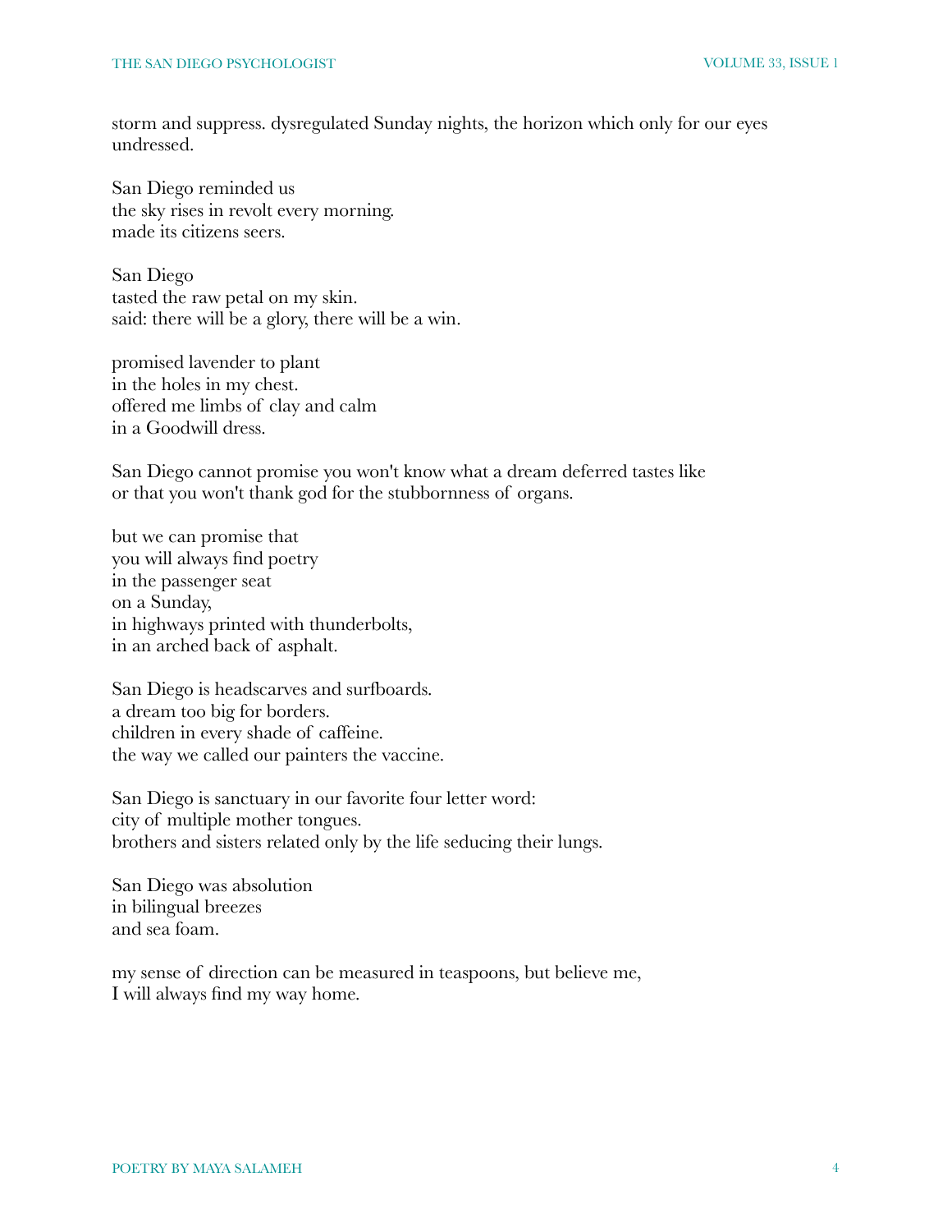storm and suppress. dysregulated Sunday nights, the horizon which only for our eyes undressed.

San Diego reminded us  
the sky rises in revolt every morning.  
made its citizens seers.

San Diego  
tasted the raw petal on my skin.  
said: there will be a glory, there will be a win.

promised lavender to plant  
in the holes in my chest.  
offered me limbs of clay and calm  
in a Goodwill dress.

San Diego cannot promise you won't know what a dream deferred tastes like  
or that you won't thank god for the stubbornness of organs.

but we can promise that  
you will always find poetry  
in the passenger seat  
on a Sunday,  
in highways printed with thunderbolts,  
in an arched back of asphalt.

San Diego is headscarves and surfboards.  
a dream too big for borders.  
children in every shade of caffeine.  
the way we called our painters the vaccine.

San Diego is sanctuary in our favorite four letter word:  
city of multiple mother tongues.  
brothers and sisters related only by the life seducing their lungs.

San Diego was absolution  
in bilingual breezes  
and sea foam.

my sense of direction can be measured in teaspoons, but believe me,  
I will always find my way home.

POETRY BY MAYA SALAMEH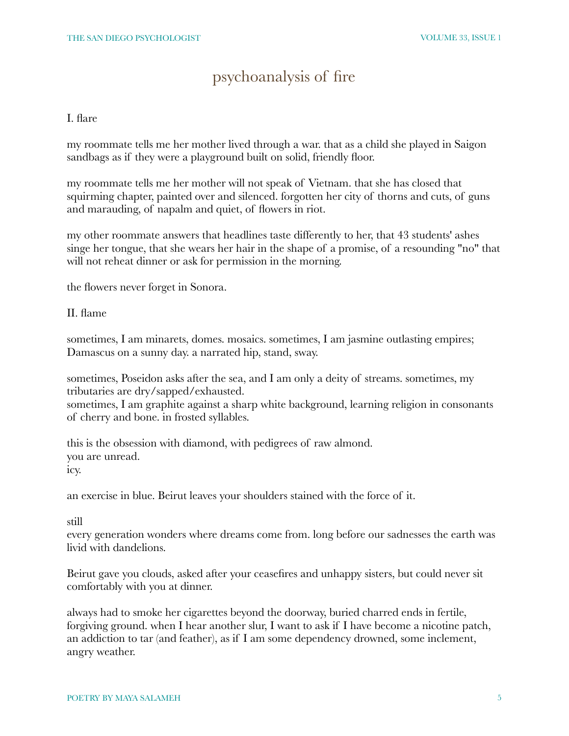# psychoanalysis of fire

I. flare

my roommate tells me her mother lived through a war. that as a child she played in Saigon sandbags as if they were a playground built on solid, friendly floor.

my roommate tells me her mother will not speak of Vietnam. that she has closed that squirming chapter, painted over and silenced. forgotten her city of thorns and cuts, of guns and marauding, of napalm and quiet, of flowers in riot.

my other roommate answers that headlines taste differently to her, that 43 students' ashes singe her tongue, that she wears her hair in the shape of a promise, of a resounding "no" that will not reheat dinner or ask for permission in the morning.

the flowers never forget in Sonora.

II. flame

sometimes, I am minarets, domes. mosaics. sometimes, I am jasmine outlasting empires; Damascus on a sunny day. a narrated hip, stand, sway.

sometimes, Poseidon asks after the sea, and I am only a deity of streams. sometimes, my tributaries are dry/sapped/exhausted.
sometimes, I am graphite against a sharp white background, learning religion in consonants of cherry and bone. in frosted syllables.

this is the obsession with diamond, with pedigrees of raw almond.
you are unread.
icy.

an exercise in blue. Beirut leaves your shoulders stained with the force of it.

still
every generation wonders where dreams come from. long before our sadnesses the earth was livid with dandelions.

Beirut gave you clouds, asked after your ceasefires and unhappy sisters, but could never sit comfortably with you at dinner.

always had to smoke her cigarettes beyond the doorway, buried charred ends in fertile, forgiving ground. when I hear another slur, I want to ask if I have become a nicotine patch, an addiction to tar (and feather), as if I am some dependency drowned, some inclement, angry weather.

POETRY BY MAYA SALAMEH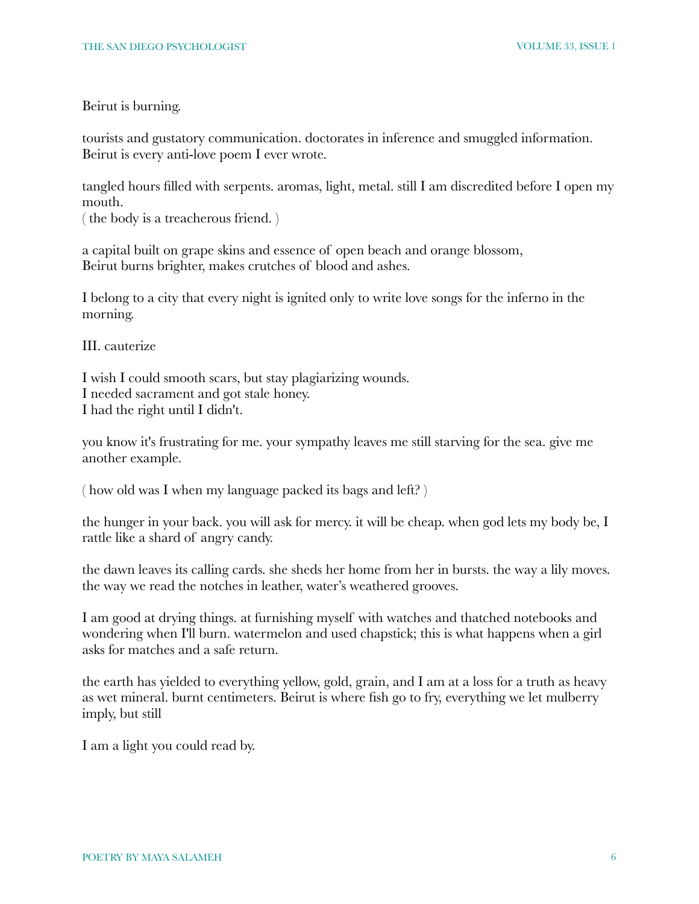Beirut is burning.

tourists and gustatory communication. doctorates in inference and smuggled information. Beirut is every anti-love poem I ever wrote.

tangled hours filled with serpents. aromas, light, metal. still I am discredited before I open my mouth.
( the body is a treacherous friend. )

a capital built on grape skins and essence of open beach and orange blossom,
Beirut burns brighter, makes crutches of blood and ashes.

I belong to a city that every night is ignited only to write love songs for the inferno in the morning.

III. cauterize

I wish I could smooth scars, but stay plagiarizing wounds.
I needed sacrament and got stale honey.
I had the right until I didn't.

you know it's frustrating for me. your sympathy leaves me still starving for the sea. give me another example.

( how old was I when my language packed its bags and left? )

the hunger in your back. you will ask for mercy. it will be cheap. when god lets my body be, I rattle like a shard of angry candy.

the dawn leaves its calling cards. she sheds her home from her in bursts. the way a lily moves. the way we read the notches in leather, water's weathered grooves.

I am good at drying things. at furnishing myself with watches and thatched notebooks and wondering when I'll burn. watermelon and used chapstick; this is what happens when a girl asks for matches and a safe return.

the earth has yielded to everything yellow, gold, grain, and I am at a loss for a truth as heavy as wet mineral. burnt centimeters. Beirut is where fish go to fry, everything we let mulberry imply, but still

I am a light you could read by.

POETRY BY MAYA SALAMEH